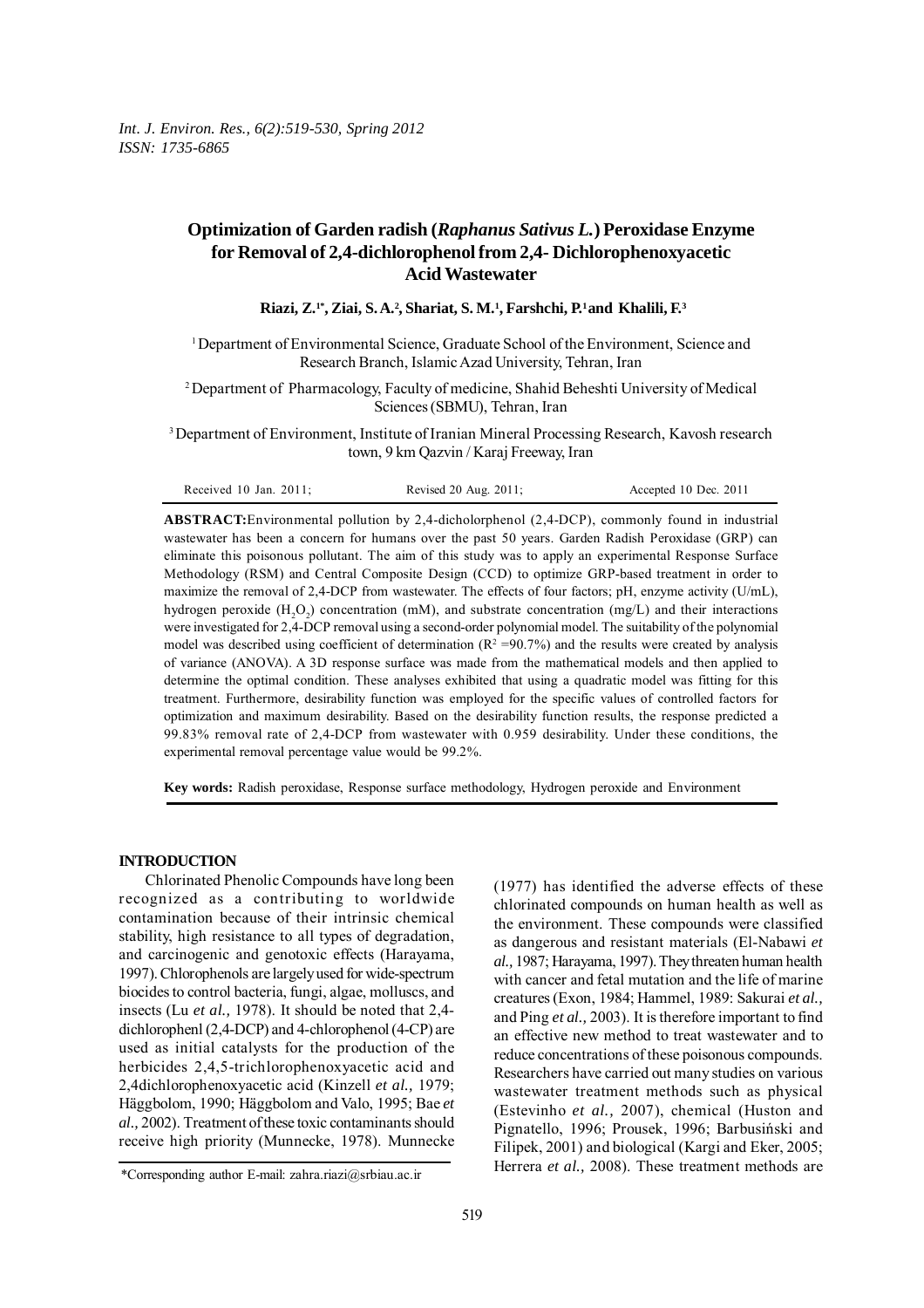# Optimization of Garden radish (*Raphanus Sativus L.*) Peroxidase Enzyme for Removal of 2,4-dichlorophenol from 2,4- Dichlorophenoxyacetic Acid Wastewater

**Riazi, Z.[1*], Ziai, S. A.[2], Shariat, S. M.[1], Farshchi, P.[1] and Khalili, F.[3]**

[1] Department of Environmental Science, Graduate School of the Environment, Science and Research Branch, Islamic Azad University, Tehran, Iran

[2] Department of Pharmacology, Faculty of medicine, Shahid Beheshti University of Medical Sciences (SBMU), Tehran, Iran

[3] Department of Environment, Institute of Iranian Mineral Processing Research, Kavosh research town, 9 km Qazvin / Karaj Freeway, Iran

Received 10 Jan. 2011; Revised 20 Aug. 2011; Accepted 10 Dec. 2011

**ABSTRACT:** Environmental pollution by 2,4-dicholorphenol (2,4-DCP), commonly found in industrial wastewater has been a concern for humans over the past 50 years. Garden Radish Peroxidase (GRP) can eliminate this poisonous pollutant. The aim of this study was to apply an experimental Response Surface Methodology (RSM) and Central Composite Design (CCD) to optimize GRP-based treatment in order to maximize the removal of 2,4-DCP from wastewater. The effects of four factors; pH, enzyme activity (U/mL), hydrogen peroxide ($H_2O_2$) concentration (mM), and substrate concentration (mg/L) and their interactions were investigated for 2,4-DCP removal using a second-order polynomial model. The suitability of the polynomial model was described using coefficient of determination ($R^2$ =90.7%) and the results were created by analysis of variance (ANOVA). A 3D response surface was made from the mathematical models and then applied to determine the optimal condition. These analyses exhibited that using a quadratic model was fitting for this treatment. Furthermore, desirability function was employed for the specific values of controlled factors for optimization and maximum desirability. Based on the desirability function results, the response predicted a 99.83% removal rate of 2,4-DCP from wastewater with 0.959 desirability. Under these conditions, the experimental removal percentage value would be 99.2%.

**Key words:** Radish peroxidase, Response surface methodology, Hydrogen peroxide and Environment

## INTRODUCTION

Chlorinated Phenolic Compounds have long been recognized as a contributing to worldwide contamination because of their intrinsic chemical stability, high resistance to all types of degradation, and carcinogenic and genotoxic effects (Harayama, 1997). Chlorophenols are largely used for wide-spectrum biocides to control bacteria, fungi, algae, molluscs, and insects (Lu *et al.,* 1978). It should be noted that 2,4-dichlorophenl (2,4-DCP) and 4-chlorophenol (4-CP) are used as initial catalysts for the production of the herbicides 2,4,5-trichlorophenoxyacetic acid and 2,4dichlorophenoxyacetic acid (Kinzell *et al.,* 1979; Häggbolom, 1990; Häggbolom and Valo, 1995; Bae *et al.,* 2002). Treatment of these toxic contaminants should receive high priority (Munnecke, 1978). Munnecke (1977) has identified the adverse effects of these chlorinated compounds on human health as well as the environment. These compounds were classified as dangerous and resistant materials (El-Nabawi *et al.,* 1987; Harayama, 1997). They threaten human health with cancer and fetal mutation and the life of marine creatures (Exon, 1984; Hammel, 1989: Sakurai *et al.,* and Ping *et al.,* 2003). It is therefore important to find an effective new method to treat wastewater and to reduce concentrations of these poisonous compounds. Researchers have carried out many studies on various wastewater treatment methods such as physical (Estevinho *et al.,* 2007), chemical (Huston and Pignatello, 1996; Prousek, 1996; Barbusiński and Filipek, 2001) and biological (Kargi and Eker, 2005; Herrera *et al.,* 2008). These treatment methods are

*Corresponding author E-mail: zahra.riazi@srbiau.ac.ir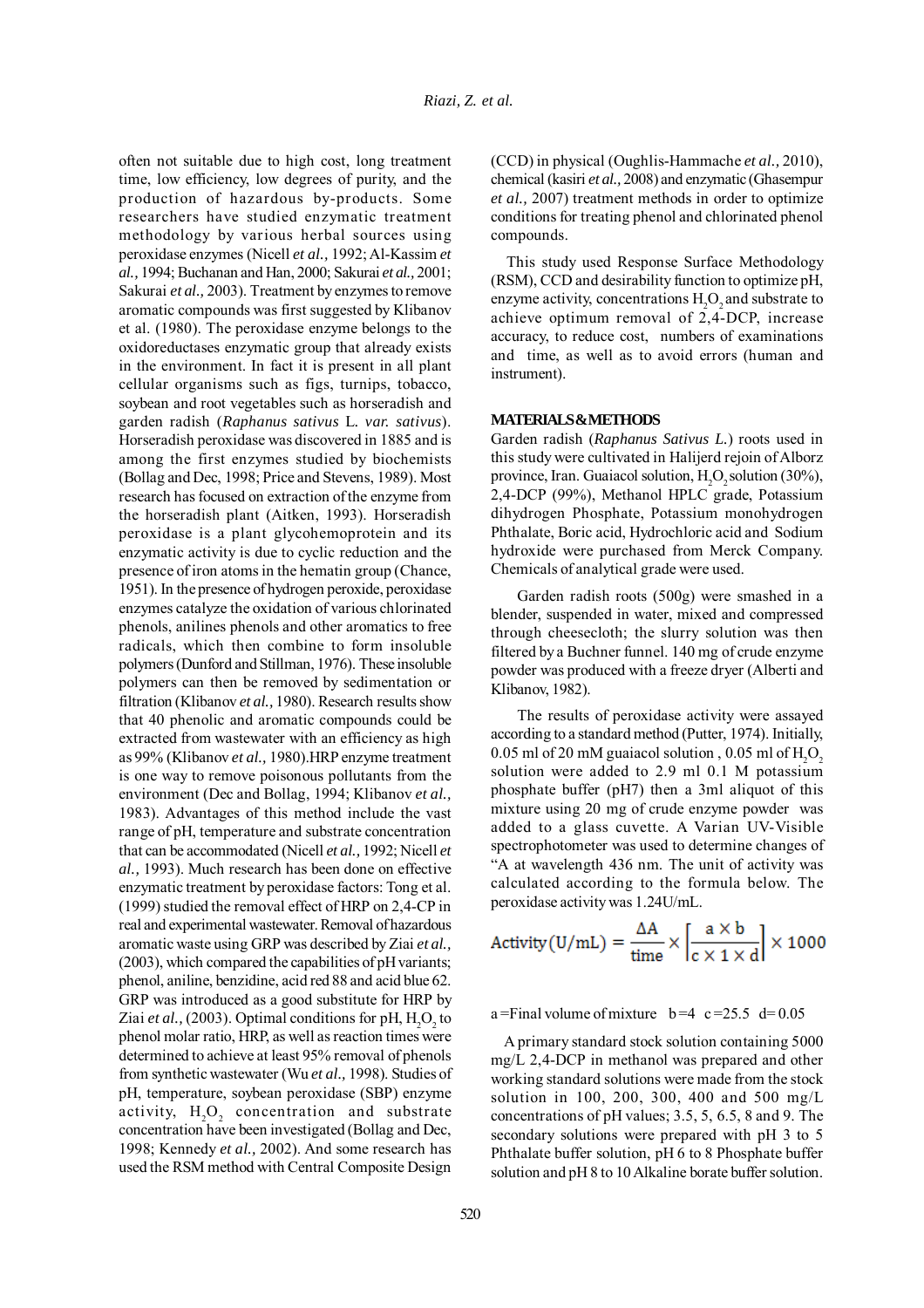often not suitable due to high cost, long treatment time, low efficiency, low degrees of purity, and the production of hazardous by-products. Some researchers have studied enzymatic treatment methodology by various herbal sources using peroxidase enzymes (Nicell *et al.,* 1992; Al-Kassim *et al.,* 1994; Buchanan and Han, 2000; Sakurai *et al.,* 2001; Sakurai *et al.,* 2003). Treatment by enzymes to remove aromatic compounds was first suggested by Klibanov et al. (1980). The peroxidase enzyme belongs to the oxidoreductases enzymatic group that already exists in the environment. In fact it is present in all plant cellular organisms such as figs, turnips, tobacco, soybean and root vegetables such as horseradish and garden radish (*Raphanus sativus* L. *var. sativus*). Horseradish peroxidase was discovered in 1885 and is among the first enzymes studied by biochemists (Bollag and Dec, 1998; Price and Stevens, 1989). Most research has focused on extraction of the enzyme from the horseradish plant (Aitken, 1993). Horseradish peroxidase is a plant glycohemoprotein and its enzymatic activity is due to cyclic reduction and the presence of iron atoms in the hematin group (Chance, 1951). In the presence of hydrogen peroxide, peroxidase enzymes catalyze the oxidation of various chlorinated phenols, anilines phenols and other aromatics to free radicals, which then combine to form insoluble polymers (Dunford and Stillman, 1976). These insoluble polymers can then be removed by sedimentation or filtration (Klibanov *et al.,* 1980). Research results show that 40 phenolic and aromatic compounds could be extracted from wastewater with an efficiency as high as 99% (Klibanov *et al.,* 1980).HRP enzyme treatment is one way to remove poisonous pollutants from the environment (Dec and Bollag, 1994; Klibanov *et al.,* 1983). Advantages of this method include the vast range of pH, temperature and substrate concentration that can be accommodated (Nicell *et al.,* 1992; Nicell *et al.,* 1993). Much research has been done on effective enzymatic treatment by peroxidase factors: Tong et al. (1999) studied the removal effect of HRP on 2,4-CP in real and experimental wastewater. Removal of hazardous aromatic waste using GRP was described by Ziai *et al.,* (2003), which compared the capabilities of pH variants; phenol, aniline, benzidine, acid red 88 and acid blue 62. GRP was introduced as a good substitute for HRP by Ziai *et al.,* (2003). Optimal conditions for pH, $H_2O_2$ to phenol molar ratio, HRP, as well as reaction times were determined to achieve at least 95% removal of phenols from synthetic wastewater (Wu *et al.,* 1998). Studies of pH, temperature, soybean peroxidase (SBP) enzyme activity, $H_2O_2$ concentration and substrate concentration have been investigated (Bollag and Dec, 1998; Kennedy *et al.,* 2002). And some research has used the RSM method with Central Composite Design (CCD) in physical (Oughlis-Hammache *et al.,* 2010), chemical (kasiri *et al.,* 2008) and enzymatic (Ghasempur *et al.,* 2007) treatment methods in order to optimize conditions for treating phenol and chlorinated phenol compounds.

This study used Response Surface Methodology (RSM), CCD and desirability function to optimize pH, enzyme activity, concentrations $H_2O_2$ and substrate to achieve optimum removal of 2,4-DCP, increase accuracy, to reduce cost, numbers of examinations and time, as well as to avoid errors (human and instrument).

## MATERIALS & METHODS

Garden radish (*Raphanus Sativus L.*) roots used in this study were cultivated in Halijerd rejoin of Alborz province, Iran. Guaiacol solution, $H_2O_2$ solution (30%), 2,4-DCP (99%), Methanol HPLC grade, Potassium dihydrogen Phosphate, Potassium monohydrogen Phthalate, Boric acid, Hydrochloric acid and Sodium hydroxide were purchased from Merck Company. Chemicals of analytical grade were used.

Garden radish roots (500g) were smashed in a blender, suspended in water, mixed and compressed through cheesecloth; the slurry solution was then filtered by a Buchner funnel. 140 mg of crude enzyme powder was produced with a freeze dryer (Alberti and Klibanov, 1982).

The results of peroxidase activity were assayed according to a standard method (Putter, 1974). Initially, 0.05 ml of 20 mM guaiacol solution , 0.05 ml of $H_2O_2$ solution were added to 2.9 ml 0.1 M potassium phosphate buffer (pH7) then a 3ml aliquot of this mixture using 20 mg of crude enzyme powder was added to a glass cuvette. A Varian UV-Visible spectrophotometer was used to determine changes of "A at wavelength 436 nm. The unit of activity was calculated according to the formula below. The peroxidase activity was 1.24U/mL.

$$\text{Activity (U/mL)} = \frac{\Delta A}{\text{time}} \times \left[\frac{a \times b}{c \times 1 \times d}\right] \times 1000$$

a =Final volume of mixture b =4 c =25.5 d= 0.05

A primary standard stock solution containing 5000 mg/L 2,4-DCP in methanol was prepared and other working standard solutions were made from the stock solution in 100, 200, 300, 400 and 500 mg/L concentrations of pH values; 3.5, 5, 6.5, 8 and 9. The secondary solutions were prepared with pH 3 to 5 Phthalate buffer solution, pH 6 to 8 Phosphate buffer solution and pH 8 to 10 Alkaline borate buffer solution.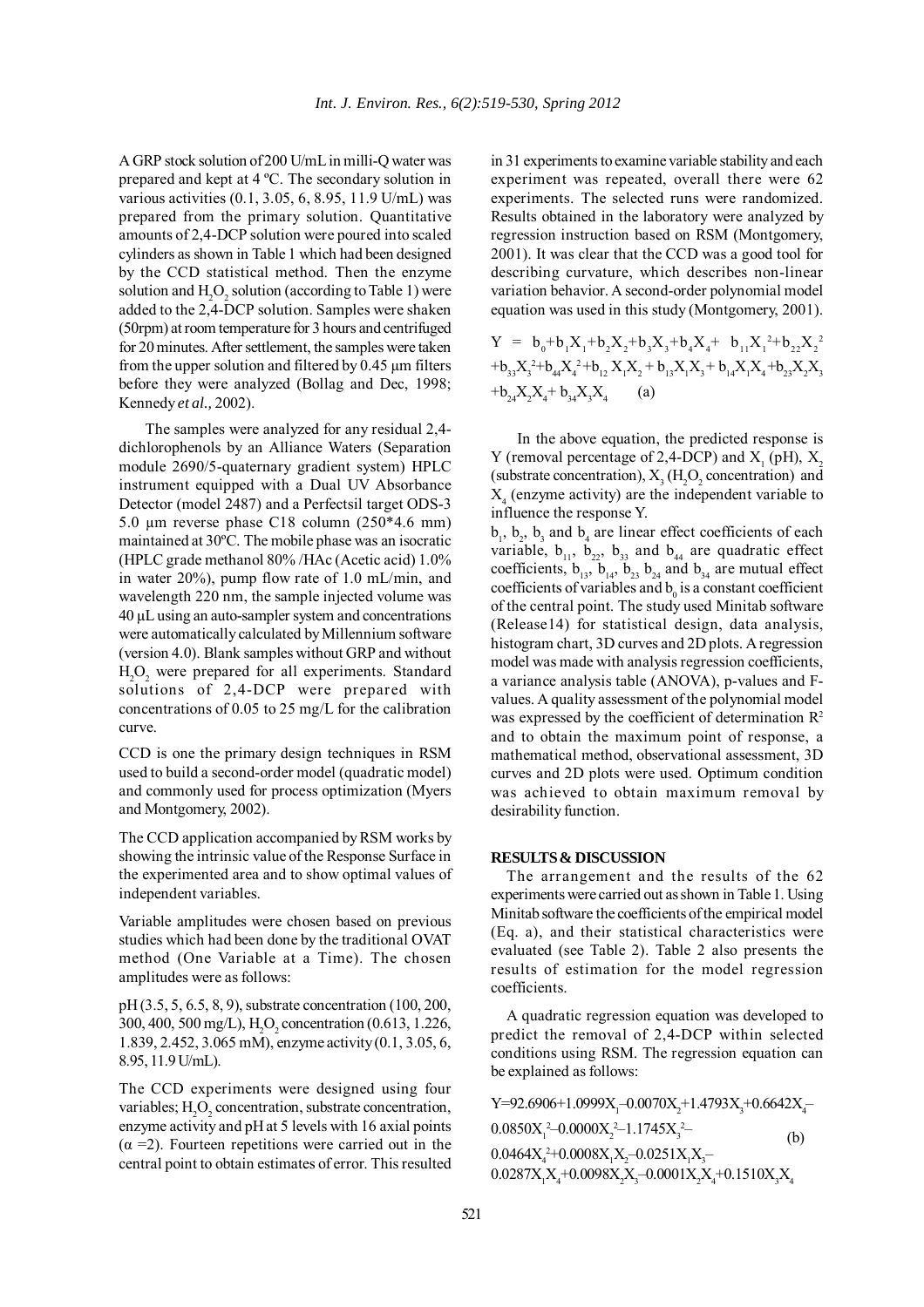A GRP stock solution of 200 U/mL in milli-Q water was prepared and kept at 4 ºC. The secondary solution in various activities (0.1, 3.05, 6, 8.95, 11.9 U/mL) was prepared from the primary solution. Quantitative amounts of 2,4-DCP solution were poured into scaled cylinders as shown in Table 1 which had been designed by the CCD statistical method. Then the enzyme solution and $H_2O_2$ solution (according to Table 1) were added to the 2,4-DCP solution. Samples were shaken (50rpm) at room temperature for 3 hours and centrifuged for 20 minutes. After settlement, the samples were taken from the upper solution and filtered by 0.45 µm filters before they were analyzed (Bollag and Dec, 1998; Kennedy *et al.,* 2002).

The samples were analyzed for any residual 2,4-dichlorophenols by an Alliance Waters (Separation module 2690/5-quaternary gradient system) HPLC instrument equipped with a Dual UV Absorbance Detector (model 2487) and a Perfectsil target ODS-3 5.0 µm reverse phase C18 column (250*4.6 mm) maintained at 30ºC. The mobile phase was an isocratic (HPLC grade methanol 80% /HAc (Acetic acid) 1.0% in water 20%), pump flow rate of 1.0 mL/min, and wavelength 220 nm, the sample injected volume was 40 µL using an auto-sampler system and concentrations were automatically calculated by Millennium software (version 4.0). Blank samples without GRP and without $H_2O_2$ were prepared for all experiments. Standard solutions of 2,4-DCP were prepared with concentrations of 0.05 to 25 mg/L for the calibration curve.

CCD is one the primary design techniques in RSM used to build a second-order model (quadratic model) and commonly used for process optimization (Myers and Montgomery, 2002).

The CCD application accompanied by RSM works by showing the intrinsic value of the Response Surface in the experimented area and to show optimal values of independent variables.

Variable amplitudes were chosen based on previous studies which had been done by the traditional OVAT method (One Variable at a Time). The chosen amplitudes were as follows:

pH (3.5, 5, 6.5, 8, 9), substrate concentration (100, 200, 300, 400, 500 mg/L), $H_2O_2$ concentration (0.613, 1.226, 1.839, 2.452, 3.065 mM), enzyme activity (0.1, 3.05, 6, 8.95, 11.9 U/mL).

The CCD experiments were designed using four variables; $H_2O_2$ concentration, substrate concentration, enzyme activity and pH at 5 levels with 16 axial points ($\alpha$ =2). Fourteen repetitions were carried out in the central point to obtain estimates of error. This resulted in 31 experiments to examine variable stability and each experiment was repeated, overall there were 62 experiments. The selected runs were randomized. Results obtained in the laboratory were analyzed by regression instruction based on RSM (Montgomery, 2001). It was clear that the CCD was a good tool for describing curvature, which describes non-linear variation behavior. A second-order polynomial model equation was used in this study (Montgomery, 2001).

$$Y = b_0+b_1X_1+b_2X_2+b_3X_3+b_4X_4+ b_{11}X_1^2+b_{22}X_2^2+b_{33}X_3^2+b_{44}X_4^2+b_{12}X_1X_2+b_{13}X_1X_3+b_{14}X_1X_4+b_{23}X_2X_3+b_{24}X_2X_4+b_{34}X_3X_4 \quad \text{(a)}$$

In the above equation, the predicted response is Y (removal percentage of 2,4-DCP) and $X_1$ (pH), $X_2$ (substrate concentration), $X_3$ ($H_2O_2$ concentration) and $X_4$ (enzyme activity) are the independent variable to influence the response Y.

$b_1$, $b_2$, $b_3$ and $b_4$ are linear effect coefficients of each variable, $b_{11}$, $b_{22}$, $b_{33}$ and $b_{44}$ are quadratic effect coefficients, $b_{13}$, $b_{14}$, $b_{23}$ $b_{24}$ and $b_{34}$ are mutual effect coefficients of variables and $b_0$ is a constant coefficient of the central point. The study used Minitab software (Release14) for statistical design, data analysis, histogram chart, 3D curves and 2D plots. A regression model was made with analysis regression coefficients, a variance analysis table (ANOVA), p-values and F-values. A quality assessment of the polynomial model was expressed by the coefficient of determination $R^2$ and to obtain the maximum point of response, a mathematical method, observational assessment, 3D curves and 2D plots were used. Optimum condition was achieved to obtain maximum removal by desirability function.

## RESULTS & DISCUSSION

The arrangement and the results of the 62 experiments were carried out as shown in Table 1. Using Minitab software the coefficients of the empirical model (Eq. a), and their statistical characteristics were evaluated (see Table 2). Table 2 also presents the results of estimation for the model regression coefficients.

A quadratic regression equation was developed to predict the removal of 2,4-DCP within selected conditions using RSM. The regression equation can be explained as follows:

$$Y=92.6906+1.0999X_1-0.0070X_2+1.4793X_3+0.6642X_4-0.0850X_1^2-0.0000X_2^2-1.1745X_3^2-0.0464X_4^2+0.0008X_1X_2-0.0251X_1X_3-0.0287X_1X_4+0.0098X_2X_3-0.0001X_2X_4+0.1510X_3X_4 \quad \text{(b)}$$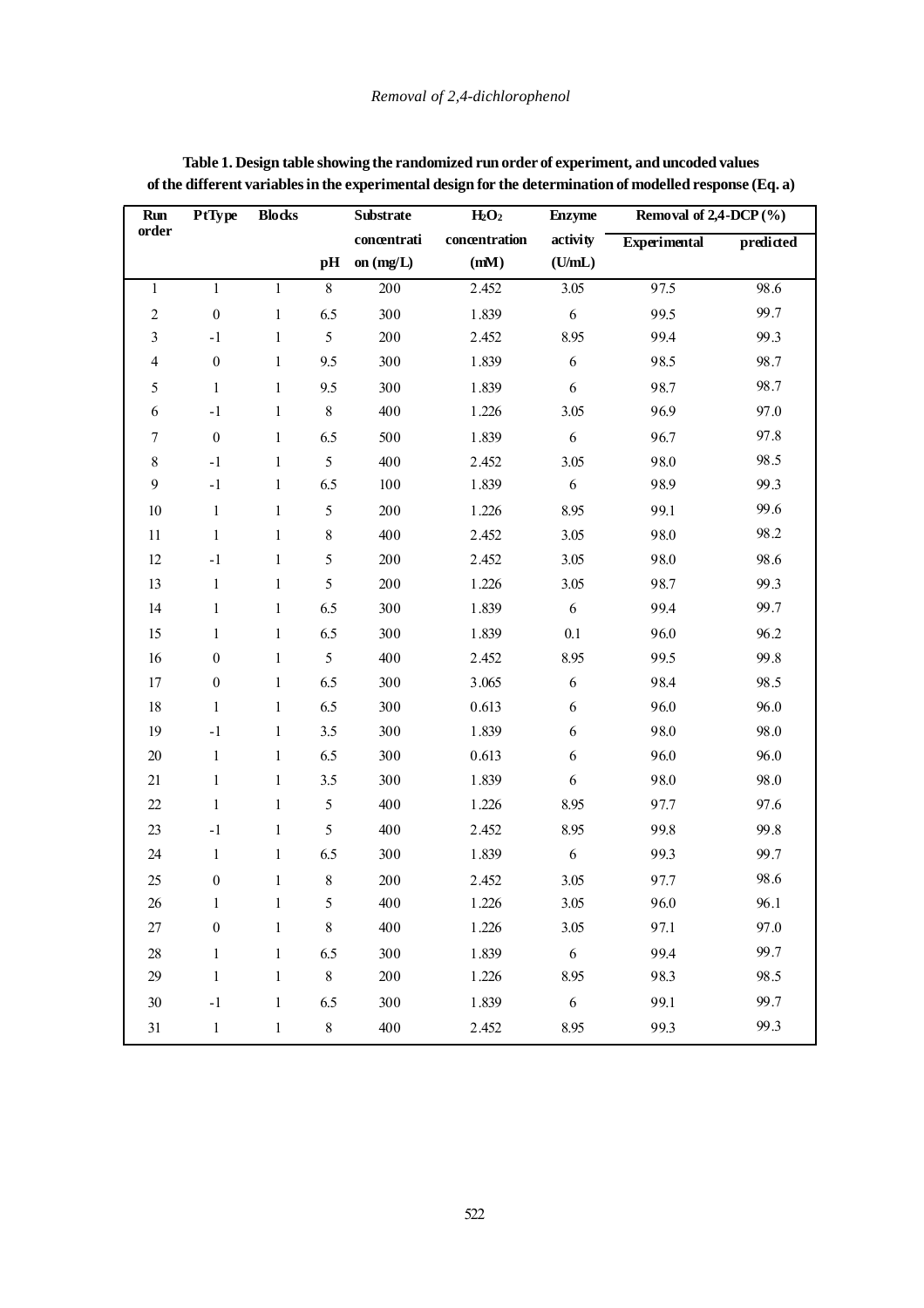**Table 1. Design table showing the randomized run order of experiment, and uncoded values of the different variables in the experimental design for the determination of modelled response (Eq. a)**

| Run order | PtType | Blocks | pH | Substrate concentration (mg/L) | $H_2O_2$ concentration (mM) | Enzyme activity (U/mL) | Removal of 2,4-DCP (%) | |
|---|---|---|---|---|---|---|---|---|
| | | | | | | | Experimental | predicted |
| 1 | 1 | 1 | 8 | 200 | 2.452 | 3.05 | 97.5 | 98.6 |
| 2 | 0 | 1 | 6.5 | 300 | 1.839 | 6 | 99.5 | 99.7 |
| 3 | -1 | 1 | 5 | 200 | 2.452 | 8.95 | 99.4 | 99.3 |
| 4 | 0 | 1 | 9.5 | 300 | 1.839 | 6 | 98.5 | 98.7 |
| 5 | 1 | 1 | 9.5 | 300 | 1.839 | 6 | 98.7 | 98.7 |
| 6 | -1 | 1 | 8 | 400 | 1.226 | 3.05 | 96.9 | 97.0 |
| 7 | 0 | 1 | 6.5 | 500 | 1.839 | 6 | 96.7 | 97.8 |
| 8 | -1 | 1 | 5 | 400 | 2.452 | 3.05 | 98.0 | 98.5 |
| 9 | -1 | 1 | 6.5 | 100 | 1.839 | 6 | 98.9 | 99.3 |
| 10 | 1 | 1 | 5 | 200 | 1.226 | 8.95 | 99.1 | 99.6 |
| 11 | 1 | 1 | 8 | 400 | 2.452 | 3.05 | 98.0 | 98.2 |
| 12 | -1 | 1 | 5 | 200 | 2.452 | 3.05 | 98.0 | 98.6 |
| 13 | 1 | 1 | 5 | 200 | 1.226 | 3.05 | 98.7 | 99.3 |
| 14 | 1 | 1 | 6.5 | 300 | 1.839 | 6 | 99.4 | 99.7 |
| 15 | 1 | 1 | 6.5 | 300 | 1.839 | 0.1 | 96.0 | 96.2 |
| 16 | 0 | 1 | 5 | 400 | 2.452 | 8.95 | 99.5 | 99.8 |
| 17 | 0 | 1 | 6.5 | 300 | 3.065 | 6 | 98.4 | 98.5 |
| 18 | 1 | 1 | 6.5 | 300 | 0.613 | 6 | 96.0 | 96.0 |
| 19 | -1 | 1 | 3.5 | 300 | 1.839 | 6 | 98.0 | 98.0 |
| 20 | 1 | 1 | 6.5 | 300 | 0.613 | 6 | 96.0 | 96.0 |
| 21 | 1 | 1 | 3.5 | 300 | 1.839 | 6 | 98.0 | 98.0 |
| 22 | 1 | 1 | 5 | 400 | 1.226 | 8.95 | 97.7 | 97.6 |
| 23 | -1 | 1 | 5 | 400 | 2.452 | 8.95 | 99.8 | 99.8 |
| 24 | 1 | 1 | 6.5 | 300 | 1.839 | 6 | 99.3 | 99.7 |
| 25 | 0 | 1 | 8 | 200 | 2.452 | 3.05 | 97.7 | 98.6 |
| 26 | 1 | 1 | 5 | 400 | 1.226 | 3.05 | 96.0 | 96.1 |
| 27 | 0 | 1 | 8 | 400 | 1.226 | 3.05 | 97.1 | 97.0 |
| 28 | 1 | 1 | 6.5 | 300 | 1.839 | 6 | 99.4 | 99.7 |
| 29 | 1 | 1 | 8 | 200 | 1.226 | 8.95 | 98.3 | 98.5 |
| 30 | -1 | 1 | 6.5 | 300 | 1.839 | 6 | 99.1 | 99.7 |
| 31 | 1 | 1 | 8 | 400 | 2.452 | 8.95 | 99.3 | 99.3 |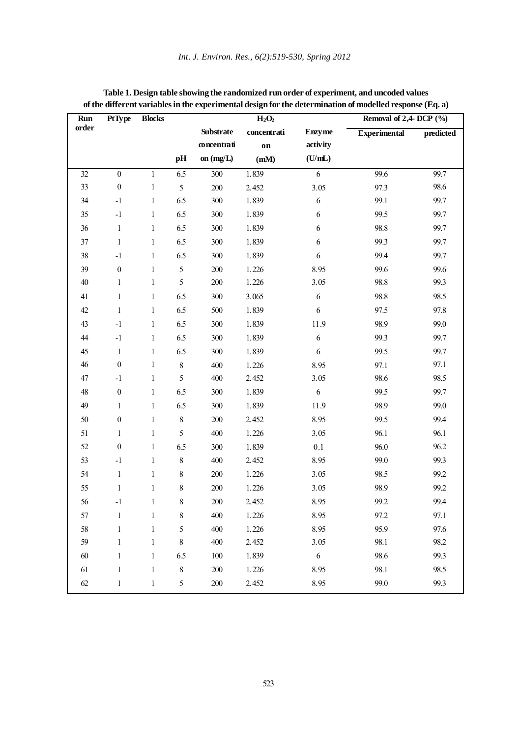**Table 1. Design table showing the randomized run order of experiment, and uncoded values of the different variables in the experimental design for the determination of modelled response (Eq. a)**

| Run order | PtType | Blocks | pH | Substrate concentration (mg/L) | $H_2O_2$ concentration (mM) | Enzyme activity (U/mL) | Removal of 2,4- DCP (%) | |
|---|---|---|---|---|---|---|---|---|
| | | | | | | | Experimental | predicted |
| 32 | 0 | 1 | 6.5 | 300 | 1.839 | 6 | 99.6 | 99.7 |
| 33 | 0 | 1 | 5 | 200 | 2.452 | 3.05 | 97.3 | 98.6 |
| 34 | -1 | 1 | 6.5 | 300 | 1.839 | 6 | 99.1 | 99.7 |
| 35 | -1 | 1 | 6.5 | 300 | 1.839 | 6 | 99.5 | 99.7 |
| 36 | 1 | 1 | 6.5 | 300 | 1.839 | 6 | 98.8 | 99.7 |
| 37 | 1 | 1 | 6.5 | 300 | 1.839 | 6 | 99.3 | 99.7 |
| 38 | -1 | 1 | 6.5 | 300 | 1.839 | 6 | 99.4 | 99.7 |
| 39 | 0 | 1 | 5 | 200 | 1.226 | 8.95 | 99.6 | 99.6 |
| 40 | 1 | 1 | 5 | 200 | 1.226 | 3.05 | 98.8 | 99.3 |
| 41 | 1 | 1 | 6.5 | 300 | 3.065 | 6 | 98.8 | 98.5 |
| 42 | 1 | 1 | 6.5 | 500 | 1.839 | 6 | 97.5 | 97.8 |
| 43 | -1 | 1 | 6.5 | 300 | 1.839 | 11.9 | 98.9 | 99.0 |
| 44 | -1 | 1 | 6.5 | 300 | 1.839 | 6 | 99.3 | 99.7 |
| 45 | 1 | 1 | 6.5 | 300 | 1.839 | 6 | 99.5 | 99.7 |
| 46 | 0 | 1 | 8 | 400 | 1.226 | 8.95 | 97.1 | 97.1 |
| 47 | -1 | 1 | 5 | 400 | 2.452 | 3.05 | 98.6 | 98.5 |
| 48 | 0 | 1 | 6.5 | 300 | 1.839 | 6 | 99.5 | 99.7 |
| 49 | 1 | 1 | 6.5 | 300 | 1.839 | 11.9 | 98.9 | 99.0 |
| 50 | 0 | 1 | 8 | 200 | 2.452 | 8.95 | 99.5 | 99.4 |
| 51 | 1 | 1 | 5 | 400 | 1.226 | 3.05 | 96.1 | 96.1 |
| 52 | 0 | 1 | 6.5 | 300 | 1.839 | 0.1 | 96.0 | 96.2 |
| 53 | -1 | 1 | 8 | 400 | 2.452 | 8.95 | 99.0 | 99.3 |
| 54 | 1 | 1 | 8 | 200 | 1.226 | 3.05 | 98.5 | 99.2 |
| 55 | 1 | 1 | 8 | 200 | 1.226 | 3.05 | 98.9 | 99.2 |
| 56 | -1 | 1 | 8 | 200 | 2.452 | 8.95 | 99.2 | 99.4 |
| 57 | 1 | 1 | 8 | 400 | 1.226 | 8.95 | 97.2 | 97.1 |
| 58 | 1 | 1 | 5 | 400 | 1.226 | 8.95 | 95.9 | 97.6 |
| 59 | 1 | 1 | 8 | 400 | 2.452 | 3.05 | 98.1 | 98.2 |
| 60 | 1 | 1 | 6.5 | 100 | 1.839 | 6 | 98.6 | 99.3 |
| 61 | 1 | 1 | 8 | 200 | 1.226 | 8.95 | 98.1 | 98.5 |
| 62 | 1 | 1 | 5 | 200 | 2.452 | 8.95 | 99.0 | 99.3 |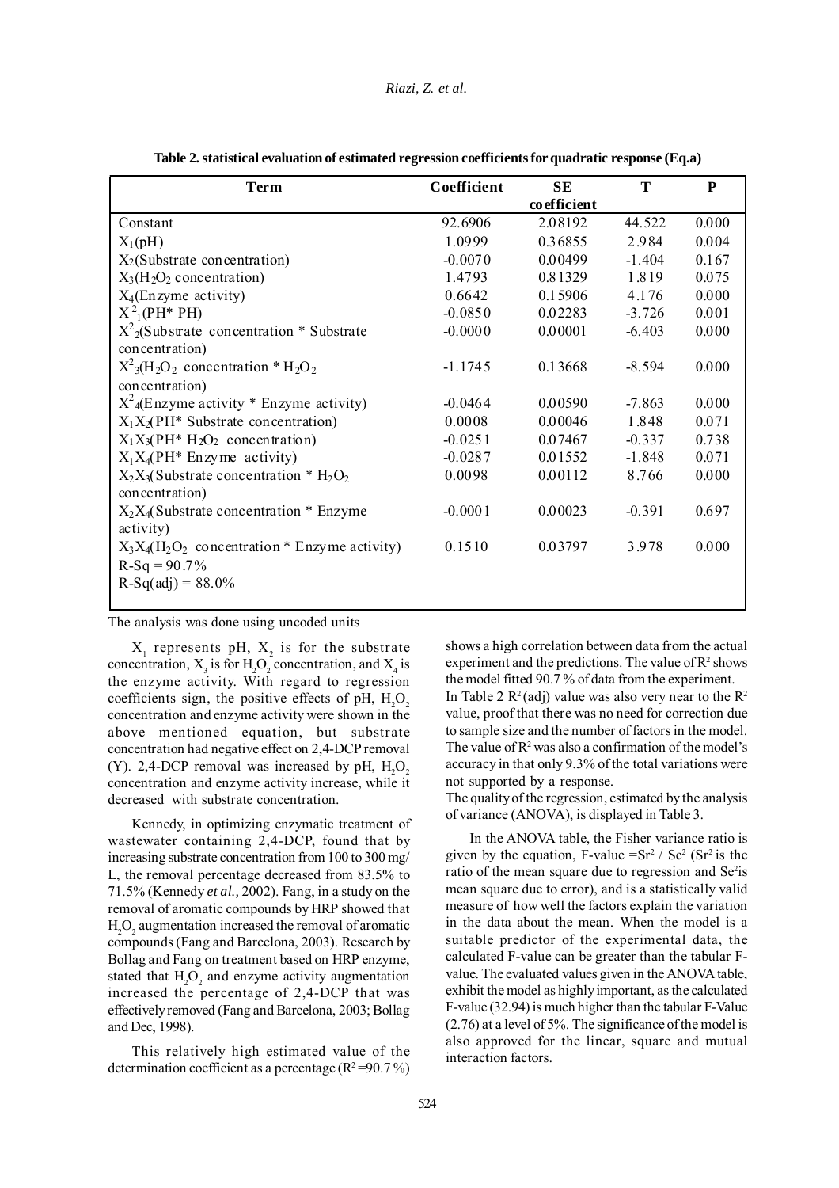**Table 2. statistical evaluation of estimated regression coefficients for quadratic response (Eq.a)**

| Term | Coefficient | SE coefficient | T | P |
|---|---|---|---|---|
| Constant | 92.6906 | 2.08192 | 44.522 | 0.000 |
| $X_1$(pH) | 1.0999 | 0.36855 | 2.984 | 0.004 |
| $X_2$(Substrate concentration) | -0.0070 | 0.00499 | -1.404 | 0.167 |
| $X_3$($H_2O_2$ concentration) | 1.4793 | 0.81329 | 1.819 | 0.075 |
| $X_4$(Enzyme activity) | 0.6642 | 0.15906 | 4.176 | 0.000 |
| $X^2_1$(PH* PH) | -0.0850 | 0.02283 | -3.726 | 0.001 |
| $X^2_2$(Substrate concentration * Substrate concentration) | -0.0000 | 0.00001 | -6.403 | 0.000 |
| $X^2_3$($H_2O_2$ concentration * $H_2O_2$ concentration) | -1.1745 | 0.13668 | -8.594 | 0.000 |
| $X^2_4$(Enzyme activity * Enzyme activity) | -0.0464 | 0.00590 | -7.863 | 0.000 |
| $X_1X_2$(PH* Substrate concentration) | 0.0008 | 0.00046 | 1.848 | 0.071 |
| $X_1X_3$(PH* $H_2O_2$ concentration) | -0.0251 | 0.07467 | -0.337 | 0.738 |
| $X_1X_4$(PH* Enzyme activity) | -0.0287 | 0.01552 | -1.848 | 0.071 |
| $X_2X_3$(Substrate concentration * $H_2O_2$ concentration) | 0.0098 | 0.00112 | 8.766 | 0.000 |
| $X_2X_4$(Substrate concentration * Enzyme activity) | -0.0001 | 0.00023 | -0.391 | 0.697 |
| $X_3X_4$($H_2O_2$ concentration * Enzyme activity) | 0.1510 | 0.03797 | 3.978 | 0.000 |
| R-Sq = 90.7% | | | | |
| R-Sq(adj) = 88.0% | | | | |

The analysis was done using uncoded units

$X_1$ represents pH, $X_2$ is for the substrate concentration, $X_3$ is for $H_2O_2$ concentration, and $X_4$ is the enzyme activity. With regard to regression coefficients sign, the positive effects of pH, $H_2O_2$ concentration and enzyme activity were shown in the above mentioned equation, but substrate concentration had negative effect on 2,4-DCP removal (Y). 2,4-DCP removal was increased by pH, $H_2O_2$ concentration and enzyme activity increase, while it decreased with substrate concentration.

Kennedy, in optimizing enzymatic treatment of wastewater containing 2,4-DCP, found that by increasing substrate concentration from 100 to 300 mg/L, the removal percentage decreased from 83.5% to 71.5% (Kennedy *et al.,* 2002). Fang, in a study on the removal of aromatic compounds by HRP showed that $H_2O_2$ augmentation increased the removal of aromatic compounds (Fang and Barcelona, 2003). Research by Bollag and Fang on treatment based on HRP enzyme, stated that $H_2O_2$ and enzyme activity augmentation increased the percentage of 2,4-DCP that was effectively removed (Fang and Barcelona, 2003; Bollag and Dec, 1998).

This relatively high estimated value of the determination coefficient as a percentage ($R^2$ =90.7 %) shows a high correlation between data from the actual experiment and the predictions. The value of $R^2$ shows the model fitted 90.7 % of data from the experiment.

In Table 2 $R^2$(adj) value was also very near to the $R^2$ value, proof that there was no need for correction due to sample size and the number of factors in the model. The value of $R^2$ was also a confirmation of the model's accuracy in that only 9.3% of the total variations were not supported by a response.

The quality of the regression, estimated by the analysis of variance (ANOVA), is displayed in Table 3.

In the ANOVA table, the Fisher variance ratio is given by the equation, F-value $=Sr^2 / Se^2$ ($Sr^2$ is the ratio of the mean square due to regression and $Se^2$ is mean square due to error), and is a statistically valid measure of how well the factors explain the variation in the data about the mean. When the model is a suitable predictor of the experimental data, the calculated F-value can be greater than the tabular F-value. The evaluated values given in the ANOVA table, exhibit the model as highly important, as the calculated F-value (32.94) is much higher than the tabular F-Value (2.76) at a level of 5%. The significance of the model is also approved for the linear, square and mutual interaction factors.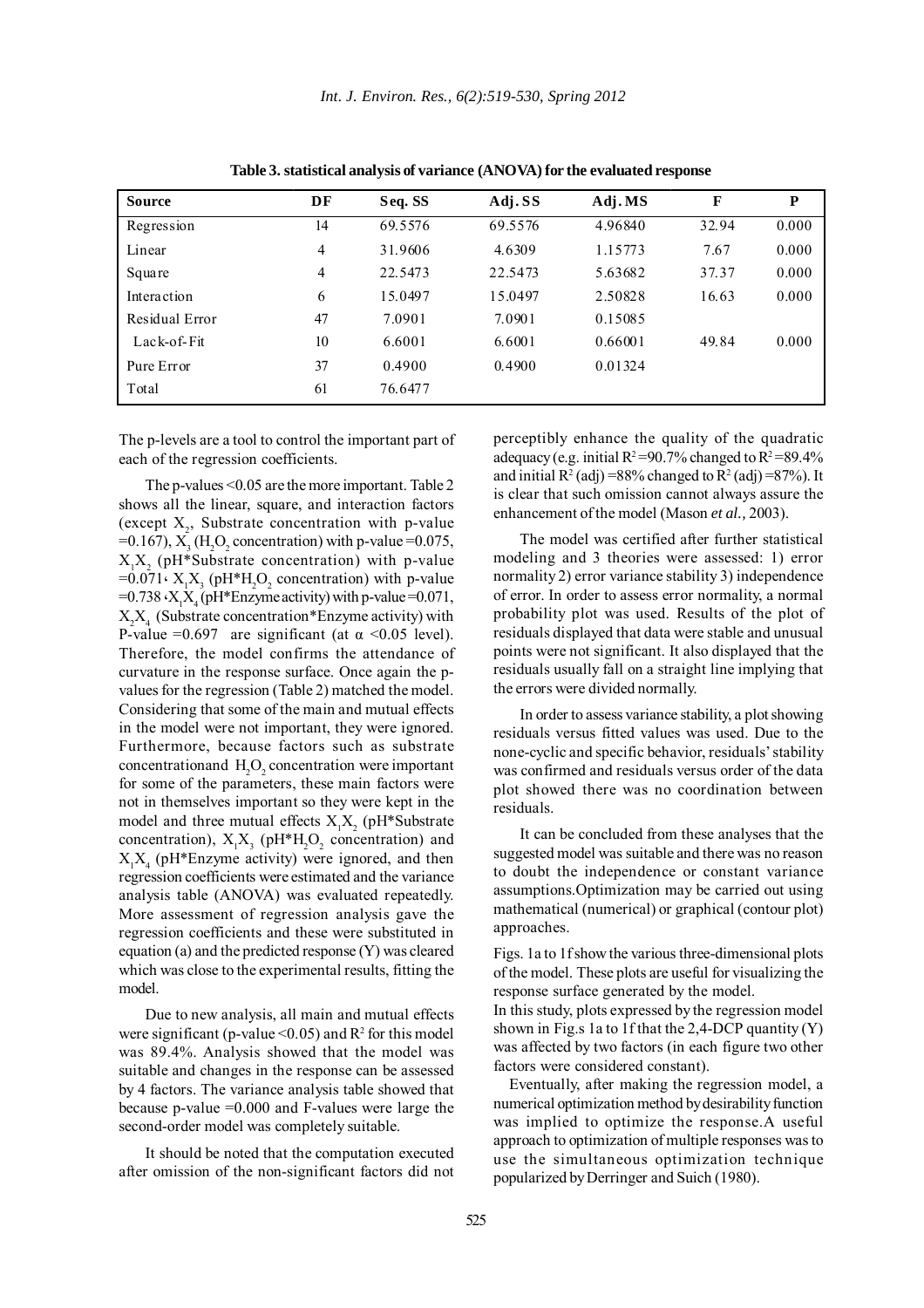**Table 3. statistical analysis of variance (ANOVA) for the evaluated response**

| Source | DF | Seq. SS | Adj. SS | Adj. MS | F | P |
|---|---|---|---|---|---|---|
| Regression | 14 | 69.5576 | 69.5576 | 4.96840 | 32.94 | 0.000 |
| Linear | 4 | 31.9606 | 4.6309 | 1.15773 | 7.67 | 0.000 |
| Square | 4 | 22.5473 | 22.5473 | 5.63682 | 37.37 | 0.000 |
| Interaction | 6 | 15.0497 | 15.0497 | 2.50828 | 16.63 | 0.000 |
| Residual Error | 47 | 7.0901 | 7.0901 | 0.15085 | | |
| Lack-of-Fit | 10 | 6.6001 | 6.6001 | 0.66001 | 49.84 | 0.000 |
| Pure Error | 37 | 0.4900 | 0.4900 | 0.01324 | | |
| Total | 61 | 76.6477 | | | | |

The p-levels are a tool to control the important part of each of the regression coefficients.

The p-values <0.05 are the more important. Table 2 shows all the linear, square, and interaction factors (except $X_2$, Substrate concentration with p-value =0.167), $X_3$ ($H_2O_2$ concentration) with p-value =0.075, $X_1X_2$ (pH*Substrate concentration) with p-value =0.071، $X_1X_3$ (pH*$H_2O_2$ concentration) with p-value =0.738، $X_1X_4$ (pH*Enzyme activity) with p-value =0.071, $X_2X_4$ (Substrate concentration*Enzyme activity) with P-value =0.697 are significant (at $\alpha$ <0.05 level). Therefore, the model confirms the attendance of curvature in the response surface. Once again the p-values for the regression (Table 2) matched the model. Considering that some of the main and mutual effects in the model were not important, they were ignored. Furthermore, because factors such as substrate concentrationand $H_2O_2$ concentration were important for some of the parameters, these main factors were not in themselves important so they were kept in the model and three mutual effects $X_1X_2$ (pH*Substrate concentration), $X_1X_3$ (pH*$H_2O_2$ concentration) and $X_1X_4$ (pH*Enzyme activity) were ignored, and then regression coefficients were estimated and the variance analysis table (ANOVA) was evaluated repeatedly. More assessment of regression analysis gave the regression coefficients and these were substituted in equation (a) and the predicted response (Y) was cleared which was close to the experimental results, fitting the model.

Due to new analysis, all main and mutual effects were significant (p-value <0.05) and $R^2$ for this model was 89.4%. Analysis showed that the model was suitable and changes in the response can be assessed by 4 factors. The variance analysis table showed that because p-value =0.000 and F-values were large the second-order model was completely suitable.

It should be noted that the computation executed after omission of the non-significant factors did not perceptibly enhance the quality of the quadratic adequacy (e.g. initial $R^2$ =90.7% changed to $R^2$ =89.4% and initial $R^2$ (adj) =88% changed to $R^2$ (adj) =87%). It is clear that such omission cannot always assure the enhancement of the model (Mason *et al.*, 2003).

The model was certified after further statistical modeling and 3 theories were assessed: 1) error normality 2) error variance stability 3) independence of error. In order to assess error normality, a normal probability plot was used. Results of the plot of residuals displayed that data were stable and unusual points were not significant. It also displayed that the residuals usually fall on a straight line implying that the errors were divided normally.

In order to assess variance stability, a plot showing residuals versus fitted values was used. Due to the none-cyclic and specific behavior, residuals' stability was confirmed and residuals versus order of the data plot showed there was no coordination between residuals.

It can be concluded from these analyses that the suggested model was suitable and there was no reason to doubt the independence or constant variance assumptions.Optimization may be carried out using mathematical (numerical) or graphical (contour plot) approaches.

Figs. 1a to 1f show the various three-dimensional plots of the model. These plots are useful for visualizing the response surface generated by the model.

In this study, plots expressed by the regression model shown in Fig.s 1a to 1f that the 2,4-DCP quantity (Y) was affected by two factors (in each figure two other factors were considered constant).

Eventually, after making the regression model, a numerical optimization method by desirability function was implied to optimize the response.A useful approach to optimization of multiple responses was to use the simultaneous optimization technique popularized by Derringer and Suich (1980).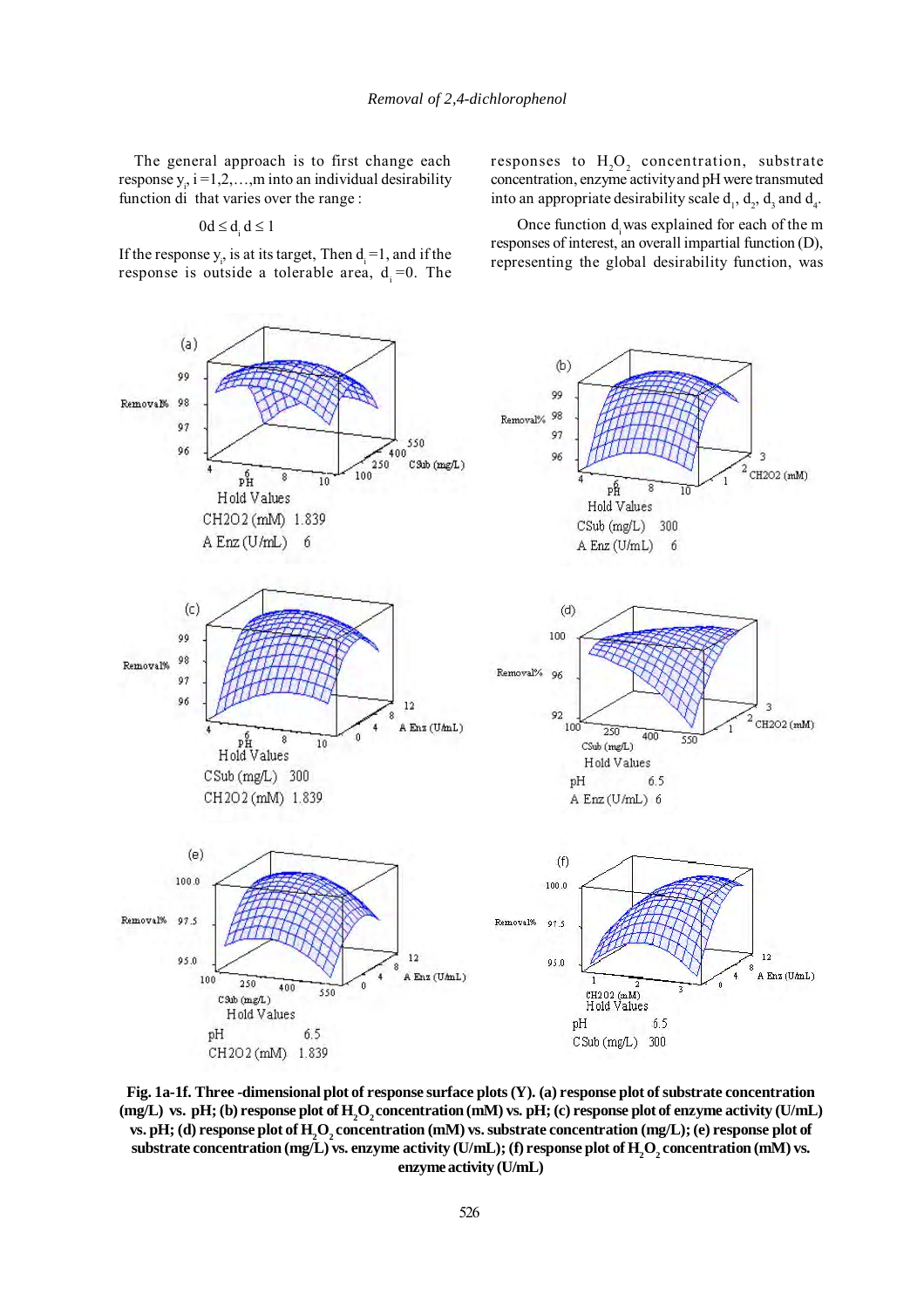The general approach is to first change each response $y_i$, $i = 1, 2, \ldots, m$ into an individual desirability function di that varies over the range :

$$0d \leq d_i d \leq 1$$

If the response $y_i$, is at its target, Then $d_i = 1$, and if the response is outside a tolerable area, $d_i = 0$. The responses to $H_2O_2$ concentration, substrate concentration, enzyme activity and pH were transmuted into an appropriate desirability scale $d_1$, $d_2$, $d_3$ and $d_4$.

Once function $d_i$ was explained for each of the m responses of interest, an overall impartial function (D), representing the global desirability function, was

**Fig. 1a-1f. Three -dimensional plot of response surface plots (Y). (a) response plot of substrate concentration (mg/L) vs. pH; (b) response plot of $H_2O_2$ concentration (mM) vs. pH; (c) response plot of enzyme activity (U/mL) vs. pH; (d) response plot of $H_2O_2$ concentration (mM) vs. substrate concentration (mg/L); (e) response plot of substrate concentration (mg/L) vs. enzyme activity (U/mL); (f) response plot of $H_2O_2$ concentration (mM) vs. enzyme activity (U/mL)**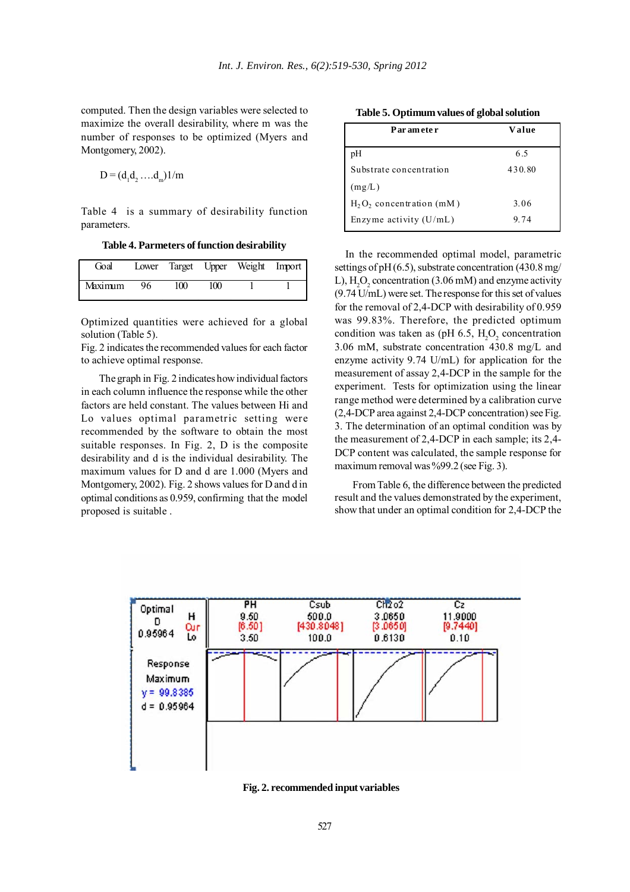computed. Then the design variables were selected to maximize the overall desirability, where m was the number of responses to be optimized (Myers and Montgomery, 2002).

$$D = (d_1 d_2 \ldots . d_m)1/m$$

Table 4 is a summary of desirability function parameters.

**Table 4. Parmeters of function desirability**

| Goal | Lower | Target | Upper | Weight | Import |
|---|---|---|---|---|---|
| Maximum | 96 | 100 | 100 | 1 | 1 |

Optimized quantities were achieved for a global solution (Table 5).

Fig. 2 indicates the recommended values for each factor to achieve optimal response.

The graph in Fig. 2 indicates how individual factors in each column influence the response while the other factors are held constant. The values between Hi and Lo values optimal parametric setting were recommended by the software to obtain the most suitable responses. In Fig. 2, D is the composite desirability and d is the individual desirability. The maximum values for D and d are 1.000 (Myers and Montgomery, 2002). Fig. 2 shows values for D and d in optimal conditions as 0.959, confirming that the model proposed is suitable .

**Table 5. Optimum values of global solution**

| Parameter | Value |
|---|---|
| pH | 6.5 |
| Substrate concentration (mg/L) | 430.80 |
| $H_2O_2$ concentration (mM) | 3.06 |
| Enzyme activity (U/mL) | 9.74 |

In the recommended optimal model, parametric settings of pH (6.5), substrate concentration (430.8 mg/L), $H_2O_2$ concentration (3.06 mM) and enzyme activity (9.74 U/mL) were set. The response for this set of values for the removal of 2,4-DCP with desirability of 0.959 was 99.83%. Therefore, the predicted optimum condition was taken as (pH 6.5, $H_2O_2$ concentration 3.06 mM, substrate concentration 430.8 mg/L and enzyme activity 9.74 U/mL) for application for the measurement of assay 2,4-DCP in the sample for the experiment. Tests for optimization using the linear range method were determined by a calibration curve (2,4-DCP area against 2,4-DCP concentration) see Fig. 3. The determination of an optimal condition was by the measurement of 2,4-DCP in each sample; its 2,4-DCP content was calculated, the sample response for maximum removal was %99.2 (see Fig. 3).

From Table 6, the difference between the predicted result and the values demonstrated by the experiment, show that under an optimal condition for 2,4-DCP the

**Fig. 2. recommended input variables**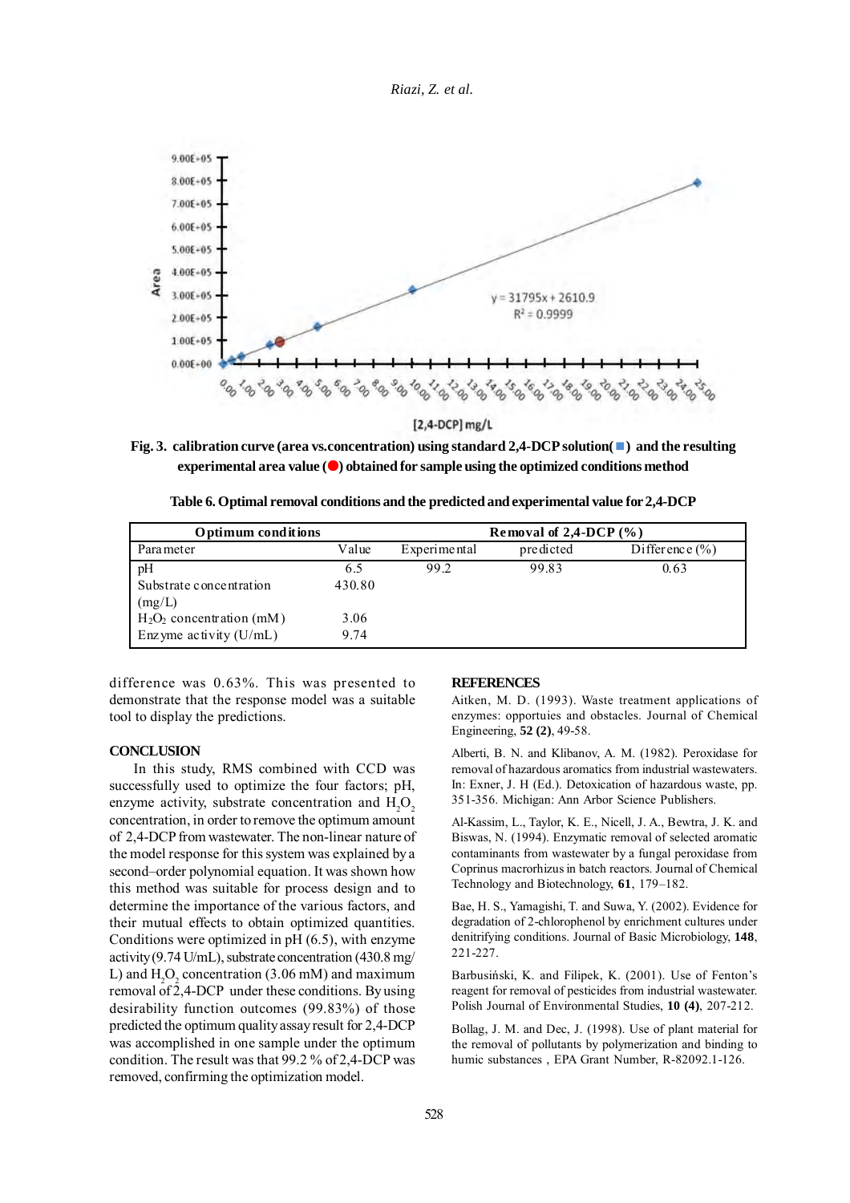Fig. 3. calibration curve (area vs.concentration) using standard 2,4-DCP solution(■) and the resulting experimental area value (●) obtained for sample using the optimized conditions method

**Table 6. Optimal removal conditions and the predicted and experimental value for 2,4-DCP**

| Optimum conditions | | Removal of 2,4-DCP (%) | | |
|---|---|---|---|---|
| Parameter | Value | Experimental | predicted | Difference (%) |
| pH | 6.5 | 99.2 | 99.83 | 0.63 |
| Substrate concentration (mg/L) | 430.80 | | | |
| $H_2O_2$ concentration (mM) | 3.06 | | | |
| Enzyme activity (U/mL) | 9.74 | | | |

difference was 0.63%. This was presented to demonstrate that the response model was a suitable tool to display the predictions.

## CONCLUSION

In this study, RMS combined with CCD was successfully used to optimize the four factors; pH, enzyme activity, substrate concentration and $H_2O_2$ concentration, in order to remove the optimum amount of 2,4-DCP from wastewater. The non-linear nature of the model response for this system was explained by a second–order polynomial equation. It was shown how this method was suitable for process design and to determine the importance of the various factors, and their mutual effects to obtain optimized quantities. Conditions were optimized in pH (6.5), with enzyme activity (9.74 U/mL), substrate concentration (430.8 mg/L) and $H_2O_2$ concentration (3.06 mM) and maximum removal of 2,4-DCP under these conditions. By using desirability function outcomes (99.83%) of those predicted the optimum quality assay result for 2,4-DCP was accomplished in one sample under the optimum condition. The result was that 99.2 % of 2,4-DCP was removed, confirming the optimization model.

## REFERENCES

Aitken, M. D. (1993). Waste treatment applications of enzymes: opportuies and obstacles. Journal of Chemical Engineering, **52 (2)**, 49-58.

Alberti, B. N. and Klibanov, A. M. (1982). Peroxidase for removal of hazardous aromatics from industrial wastewaters. In: Exner, J. H (Ed.). Detoxication of hazardous waste, pp. 351-356. Michigan: Ann Arbor Science Publishers.

Al-Kassim, L., Taylor, K. E., Nicell, J. A., Bewtra, J. K. and Biswas, N. (1994). Enzymatic removal of selected aromatic contaminants from wastewater by a fungal peroxidase from Coprinus macrorhizus in batch reactors. Journal of Chemical Technology and Biotechnology, **61**, 179–182.

Bae, H. S., Yamagishi, T. and Suwa, Y. (2002). Evidence for degradation of 2-chlorophenol by enrichment cultures under denitrifying conditions. Journal of Basic Microbiology, **148**, 221-227.

Barbusiński, K. and Filipek, K. (2001). Use of Fenton's reagent for removal of pesticides from industrial wastewater. Polish Journal of Environmental Studies, **10 (4)**, 207-212.

Bollag, J. M. and Dec, J. (1998). Use of plant material for the removal of pollutants by polymerization and binding to humic substances , EPA Grant Number, R-82092.1-126.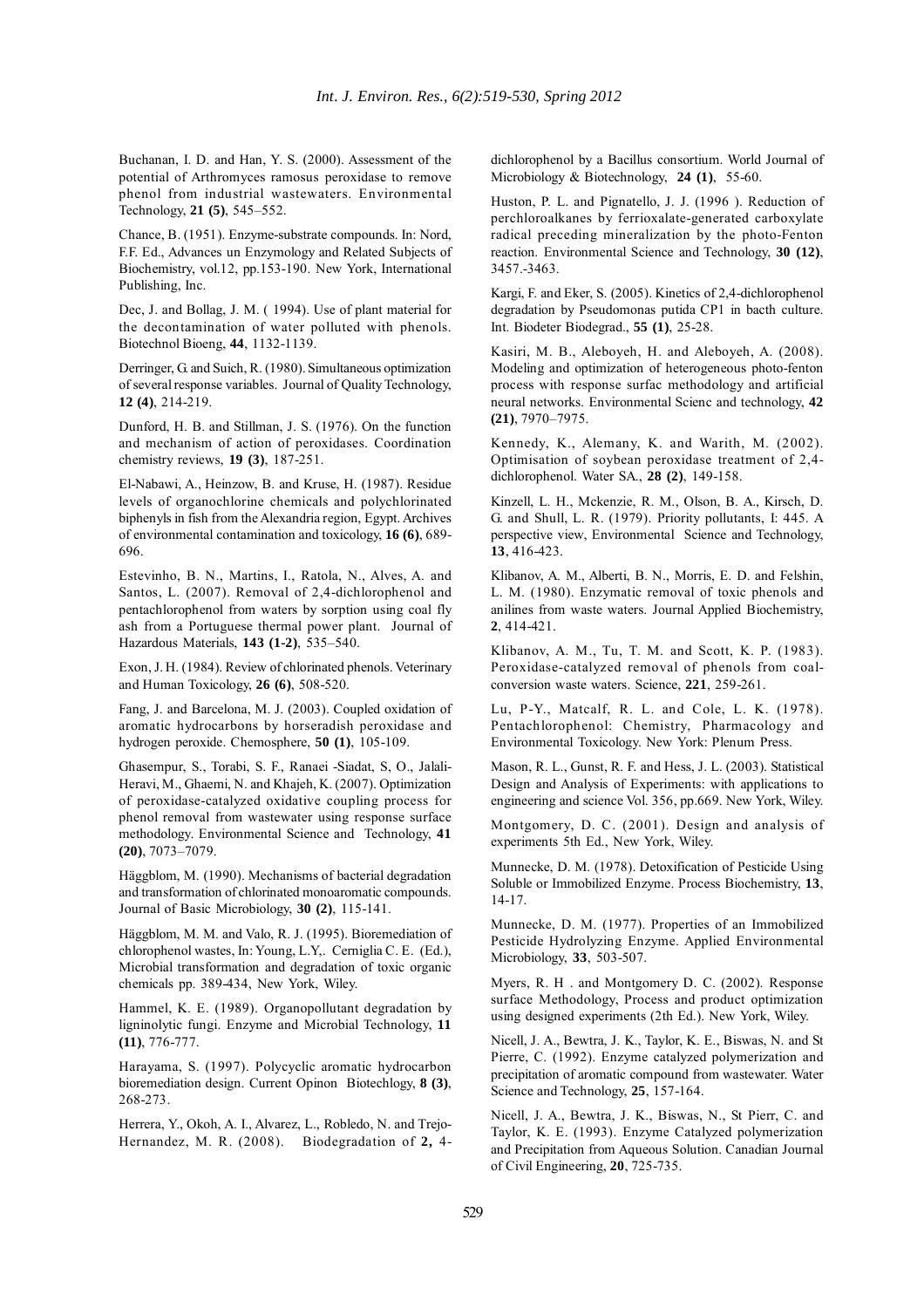Buchanan, I. D. and Han, Y. S. (2000). Assessment of the potential of Arthromyces ramosus peroxidase to remove phenol from industrial wastewaters. Environmental Technology, **21 (5)**, 545–552.

Chance, B. (1951). Enzyme-substrate compounds. In: Nord, F.F. Ed., Advances un Enzymology and Related Subjects of Biochemistry, vol.12, pp.153-190. New York, International Publishing, Inc.

Dec, J. and Bollag, J. M. ( 1994). Use of plant material for the decontamination of water polluted with phenols. Biotechnol Bioeng, **44**, 1132-1139.

Derringer, G. and Suich, R. (1980). Simultaneous optimization of several response variables. Journal of Quality Technology, **12 (4)**, 214-219.

Dunford, H. B. and Stillman, J. S. (1976). On the function and mechanism of action of peroxidases. Coordination chemistry reviews, **19 (3)**, 187-251.

El-Nabawi, A., Heinzow, B. and Kruse, H. (1987). Residue levels of organochlorine chemicals and polychlorinated biphenyls in fish from the Alexandria region, Egypt. Archives of environmental contamination and toxicology, **16 (6)**, 689-696.

Estevinho, B. N., Martins, I., Ratola, N., Alves, A. and Santos, L. (2007). Removal of 2,4-dichlorophenol and pentachlorophenol from waters by sorption using coal fly ash from a Portuguese thermal power plant. Journal of Hazardous Materials, **143 (1-2)**, 535–540.

Exon, J. H. (1984). Review of chlorinated phenols. Veterinary and Human Toxicology, **26 (6)**, 508-520.

Fang, J. and Barcelona, M. J. (2003). Coupled oxidation of aromatic hydrocarbons by horseradish peroxidase and hydrogen peroxide. Chemosphere, **50 (1)**, 105-109.

Ghasempur, S., Torabi, S. F., Ranaei -Siadat, S, O., Jalali-Heravi, M., Ghaemi, N. and Khajeh, K. (2007). Optimization of peroxidase-catalyzed oxidative coupling process for phenol removal from wastewater using response surface methodology. Environmental Science and Technology, **41 (20)**, 7073–7079.

Häggblom, M. (1990). Mechanisms of bacterial degradation and transformation of chlorinated monoaromatic compounds. Journal of Basic Microbiology, **30 (2)**, 115-141.

Häggblom, M. M. and Valo, R. J. (1995). Bioremediation of chlorophenol wastes, In: Young, L.Y,. Cerniglia C. E. (Ed.), Microbial transformation and degradation of toxic organic chemicals pp. 389-434, New York, Wiley.

Hammel, K. E. (1989). Organopollutant degradation by ligninolytic fungi. Enzyme and Microbial Technology, **11 (11)**, 776-777.

Harayama, S. (1997). Polycyclic aromatic hydrocarbon bioremediation design. Current Opinon Biotechlogy, **8 (3)**, 268-273.

Herrera, Y., Okoh, A. I., Alvarez, L., Robledo, N. and Trejo-Hernandez, M. R. (2008). Biodegradation of **2,** 4-dichlorophenol by a Bacillus consortium. World Journal of Microbiology & Biotechnology, **24 (1)**, 55-60.

Huston, P. L. and Pignatello, J. J. (1996 ). Reduction of perchloroalkanes by ferrioxalate-generated carboxylate radical preceding mineralization by the photo-Fenton reaction. Environmental Science and Technology, **30 (12)**, 3457.-3463.

Kargi, F. and Eker, S. (2005). Kinetics of 2,4-dichlorophenol degradation by Pseudomonas putida CP1 in bacth culture. Int. Biodeter Biodegrad., **55 (1)**, 25-28.

Kasiri, M. B., Aleboyeh, H. and Aleboyeh, A. (2008). Modeling and optimization of heterogeneous photo-fenton process with response surfac methodology and artificial neural networks. Environmental Scienc and technology, **42 (21)**, 7970–7975.

Kennedy, K., Alemany, K. and Warith, M. (2002). Optimisation of soybean peroxidase treatment of 2,4-dichlorophenol. Water SA., **28 (2)**, 149-158.

Kinzell, L. H., Mckenzie, R. M., Olson, B. A., Kirsch, D. G. and Shull, L. R. (1979). Priority pollutants, I: 445. A perspective view, Environmental Science and Technology, **13**, 416-423.

Klibanov, A. M., Alberti, B. N., Morris, E. D. and Felshin, L. M. (1980). Enzymatic removal of toxic phenols and anilines from waste waters. Journal Applied Biochemistry, **2**, 414-421.

Klibanov, A. M., Tu, T. M. and Scott, K. P. (1983). Peroxidase-catalyzed removal of phenols from coal-conversion waste waters. Science, **221**, 259-261.

Lu, P-Y., Matcalf, R. L. and Cole, L. K. (1978). Pentachlorophenol: Chemistry, Pharmacology and Environmental Toxicology. New York: Plenum Press.

Mason, R. L., Gunst, R. F. and Hess, J. L. (2003). Statistical Design and Analysis of Experiments: with applications to engineering and science Vol. 356, pp.669. New York, Wiley.

Montgomery, D. C. (2001). Design and analysis of experiments 5th Ed., New York, Wiley.

Munnecke, D. M. (1978). Detoxification of Pesticide Using Soluble or Immobilized Enzyme. Process Biochemistry, **13**, 14-17.

Munnecke, D. M. (1977). Properties of an Immobilized Pesticide Hydrolyzing Enzyme. Applied Environmental Microbiology, **33**, 503-507.

Myers, R. H . and Montgomery D. C. (2002). Response surface Methodology, Process and product optimization using designed experiments (2th Ed.). New York, Wiley.

Nicell, J. A., Bewtra, J. K., Taylor, K. E., Biswas, N. and St Pierre, C. (1992). Enzyme catalyzed polymerization and precipitation of aromatic compound from wastewater. Water Science and Technology, **25**, 157-164.

Nicell, J. A., Bewtra, J. K., Biswas, N., St Pierr, C. and Taylor, K. E. (1993). Enzyme Catalyzed polymerization and Precipitation from Aqueous Solution. Canadian Journal of Civil Engineering, **20**, 725-735.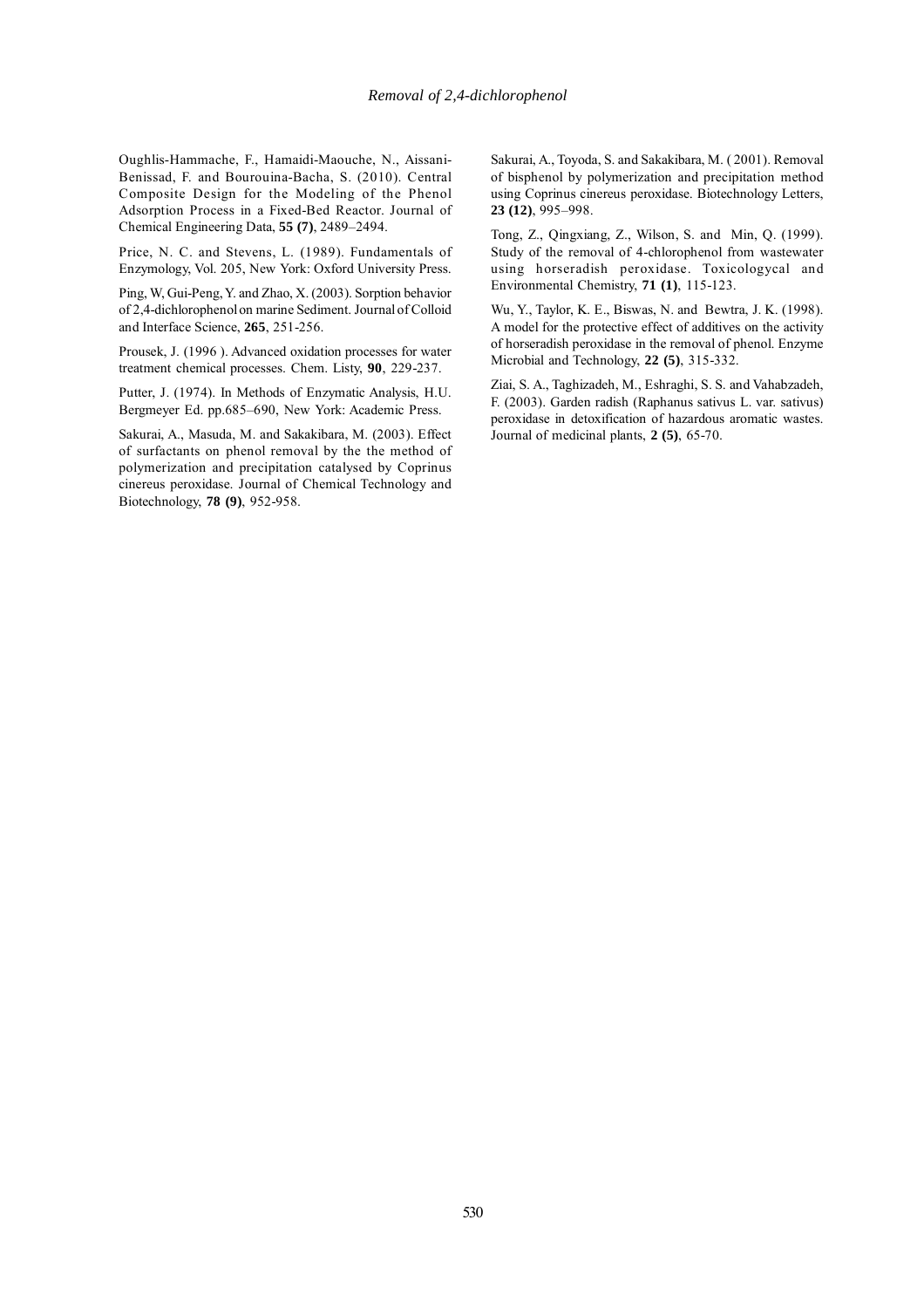Oughlis-Hammache, F., Hamaidi-Maouche, N., Aissani-Benissad, F. and Bourouina-Bacha, S. (2010). Central Composite Design for the Modeling of the Phenol Adsorption Process in a Fixed-Bed Reactor. Journal of Chemical Engineering Data, **55 (7)**, 2489–2494.

Price, N. C. and Stevens, L. (1989). Fundamentals of Enzymology, Vol. 205, New York: Oxford University Press.

Ping, W, Gui-Peng, Y. and Zhao, X. (2003). Sorption behavior of 2,4-dichlorophenol on marine Sediment. Journal of Colloid and Interface Science, **265**, 251-256.

Prousek, J. (1996 ). Advanced oxidation processes for water treatment chemical processes. Chem. Listy, **90**, 229-237.

Putter, J. (1974). In Methods of Enzymatic Analysis, H.U. Bergmeyer Ed. pp.685–690, New York: Academic Press.

Sakurai, A., Masuda, M. and Sakakibara, M. (2003). Effect of surfactants on phenol removal by the the method of polymerization and precipitation catalysed by Coprinus cinereus peroxidase. Journal of Chemical Technology and Biotechnology, **78 (9)**, 952-958.

Sakurai, A., Toyoda, S. and Sakakibara, M. ( 2001). Removal of bisphenol by polymerization and precipitation method using Coprinus cinereus peroxidase. Biotechnology Letters, **23 (12)**, 995–998.

Tong, Z., Qingxiang, Z., Wilson, S. and Min, Q. (1999). Study of the removal of 4-chlorophenol from wastewater using horseradish peroxidase. Toxicologycal and Environmental Chemistry, **71 (1)**, 115-123.

Wu, Y., Taylor, K. E., Biswas, N. and Bewtra, J. K. (1998). A model for the protective effect of additives on the activity of horseradish peroxidase in the removal of phenol. Enzyme Microbial and Technology, **22 (5)**, 315-332.

Ziai, S. A., Taghizadeh, M., Eshraghi, S. S. and Vahabzadeh, F. (2003). Garden radish (Raphanus sativus L. var. sativus) peroxidase in detoxification of hazardous aromatic wastes. Journal of medicinal plants, **2 (5)**, 65-70.